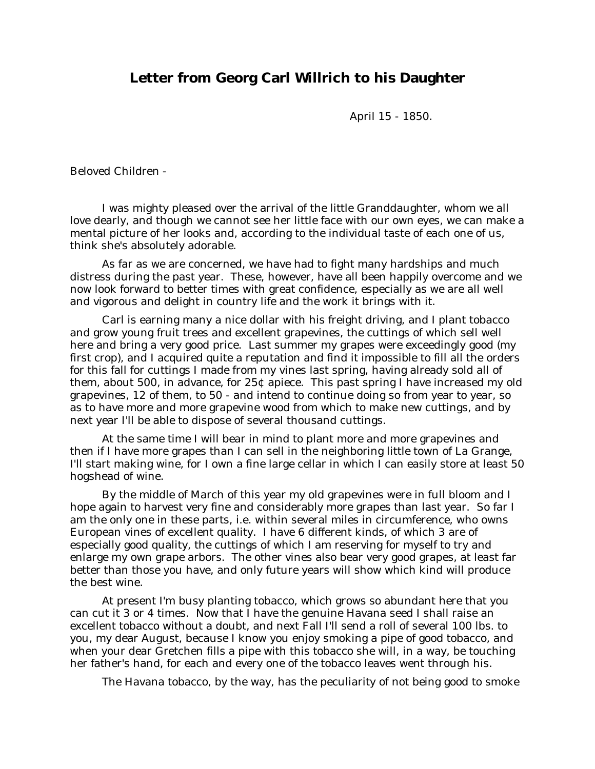# Letter from Georg Carl Willrich to his Daughter

April 15 - 1850.

Beloved Children -

I was mighty pleased over the arrival of the little Granddaughter, whom we all love dearly, and though we cannot see her little face with our own eyes, we can make a mental picture of her looks and, according to the individual taste of each one of us, think she's absolutely adorable.

As far as we are concerned, we have had to fight many hardships and much distress during the past year. These, however, have all been happily overcome and we now look forward to better times with great confidence, especially as we are all well and vigorous and delight in country life and the work it brings with it.

Carl is earning many a nice dollar with his freight driving, and I plant tobacco and grow young fruit trees and excellent grapevines, the cuttings of which sell well here and bring a very good price. Last summer my grapes were exceedingly good (my first crop), and I acquired quite a reputation and find it impossible to fill all the orders for this fall for cuttings I made from my vines last spring, having already sold all of them, about 500, in advance, for 25¢ apiece. This past spring I have increased my old grapevines, 12 of them, to 50 - and intend to continue doing so from year to year, so as to have more and more grapevine wood from which to make new cuttings, and by next year I'll be able to dispose of several thousand cuttings.

At the same time I will bear in mind to plant more and more grapevines and then if I have more grapes than I can sell in the neighboring little town of La Grange, I'll start making wine, for I own a fine large cellar in which I can easily store at least 50 hogshead of wine.

By the middle of March of this year my old grapevines were in full bloom and I hope again to harvest very fine and considerably more grapes than last year. So far I am the only one in these parts, i.e. within several miles in circumference, who owns European vines of excellent quality. I have 6 different kinds, of which 3 are of especially good quality, the cuttings of which I am reserving for myself to try and enlarge my own grape arbors. The other vines also bear very good grapes, at least far better than those you have, and only future years will show which kind will produce the best wine.

At present I'm busy planting tobacco, which grows so abundant here that you can cut it 3 or 4 times. Now that I have the genuine Havana seed I shall raise an excellent tobacco without a doubt, and next Fall I'll send a roll of several 100 lbs. to you, my dear August, because I know you enjoy smoking a pipe of good tobacco, and when your dear Gretchen fills a pipe with this tobacco she will, in a way, be touching her father's hand, for each and every one of the tobacco leaves went through his.

The Havana tobacco, by the way, has the peculiarity of not being good to smoke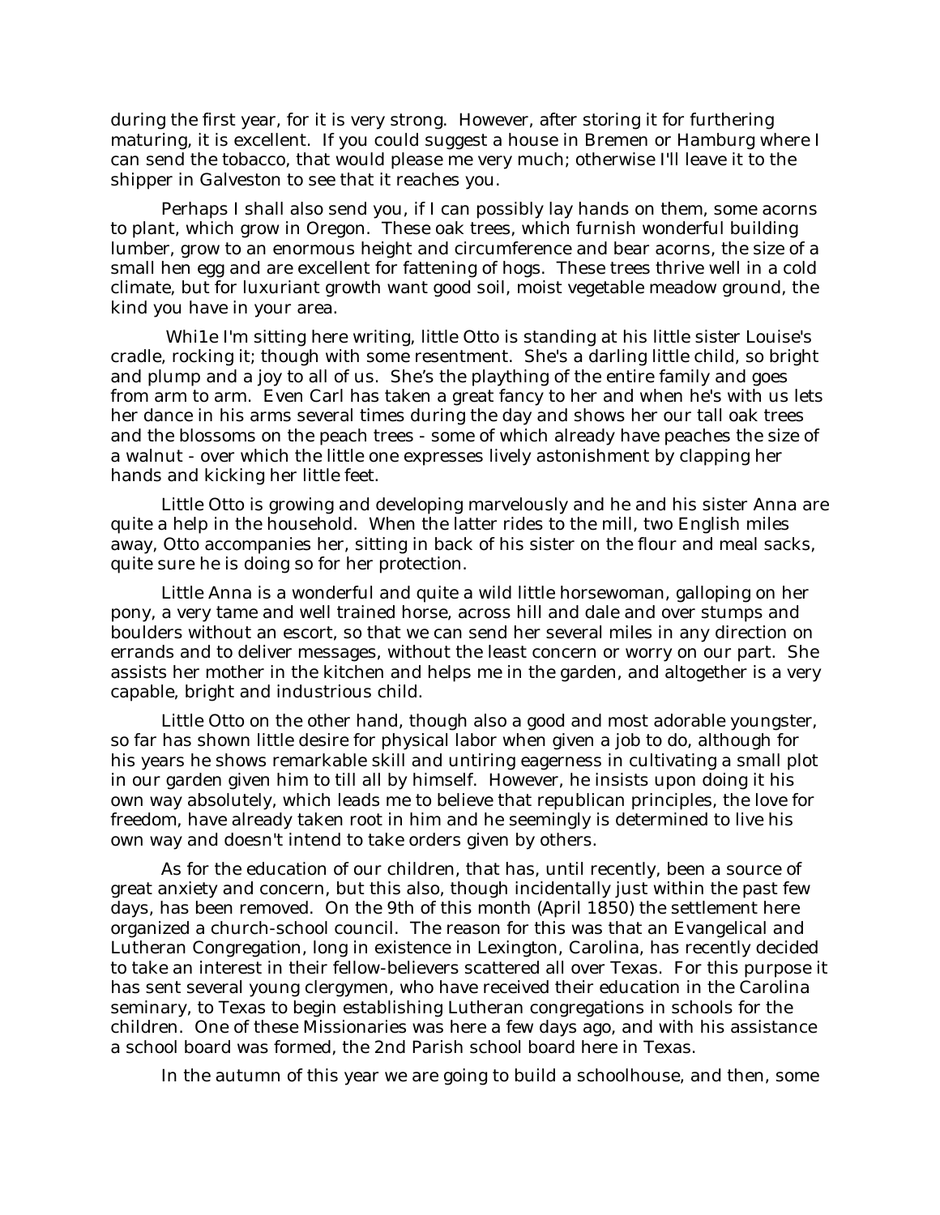during the first year, for it is very strong. However, after storing it for furthering maturing, it is excellent. If you could suggest a house in Bremen or Hamburg where I can send the tobacco, that would please me very much; otherwise I'll leave it to the shipper in Galveston to see that it reaches you.

Perhaps I shall also send you, if I can possibly lay hands on them, some acorns to plant, which grow in Oregon. These oak trees, which furnish wonderful building lumber, grow to an enormous height and circumference and bear acorns, the size of a small hen egg and are excellent for fattening of hogs. These trees thrive well in a cold climate, but for luxuriant growth want good soil, moist vegetable meadow ground, the kind you have in your area.

Whi1e I'm sitting here writing, little Otto is standing at his little sister Louise's cradle, rocking it; though with some resentment. She's a darling little child, so bright and plump and a joy to all of us. She's the plaything of the entire family and goes from arm to arm. Even Carl has taken a great fancy to her and when he's with us lets her dance in his arms several times during the day and shows her our tall oak trees and the blossoms on the peach trees - some of which already have peaches the size of a walnut - over which the little one expresses lively astonishment by clapping her hands and kicking her little feet.

Little Otto is growing and developing marvelously and he and his sister Anna are quite a help in the household. When the latter rides to the mill, two English miles away, Otto accompanies her, sitting in back of his sister on the flour and meal sacks, quite sure he is doing so for her protection.

Little Anna is a wonderful and quite a wild little horsewoman, galloping on her pony, a very tame and well trained horse, across hill and dale and over stumps and boulders without an escort, so that we can send her several miles in any direction on errands and to deliver messages, without the least concern or worry on our part. She assists her mother in the kitchen and helps me in the garden, and altogether is a very capable, bright and industrious child.

Little Otto on the other hand, though also a good and most adorable youngster, so far has shown little desire for physical labor when given a job to do, although for his years he shows remarkable skill and untiring eagerness in cultivating a small plot in our garden given him to till all by himself. However, he insists upon doing it his own way absolutely, which leads me to believe that republican principles, the love for freedom, have already taken root in him and he seemingly is determined to live his own way and doesn't intend to take orders given by others.

As for the education of our children, that has, until recently, been a source of great anxiety and concern, but this also, though incidentally just within the past few days, has been removed. On the 9th of this month (April 1850) the settlement here organized a church-school council. The reason for this was that an Evangelical and Lutheran Congregation, long in existence in Lexington, Carolina, has recently decided to take an interest in their fellow-believers scattered all over Texas. For this purpose it has sent several young clergymen, who have received their education in the Carolina seminary, to Texas to begin establishing Lutheran congregations in schools for the children. One of these Missionaries was here a few days ago, and with his assistance a school board was formed, the 2nd Parish school board here in Texas.

In the autumn of this year we are going to build a schoolhouse, and then, some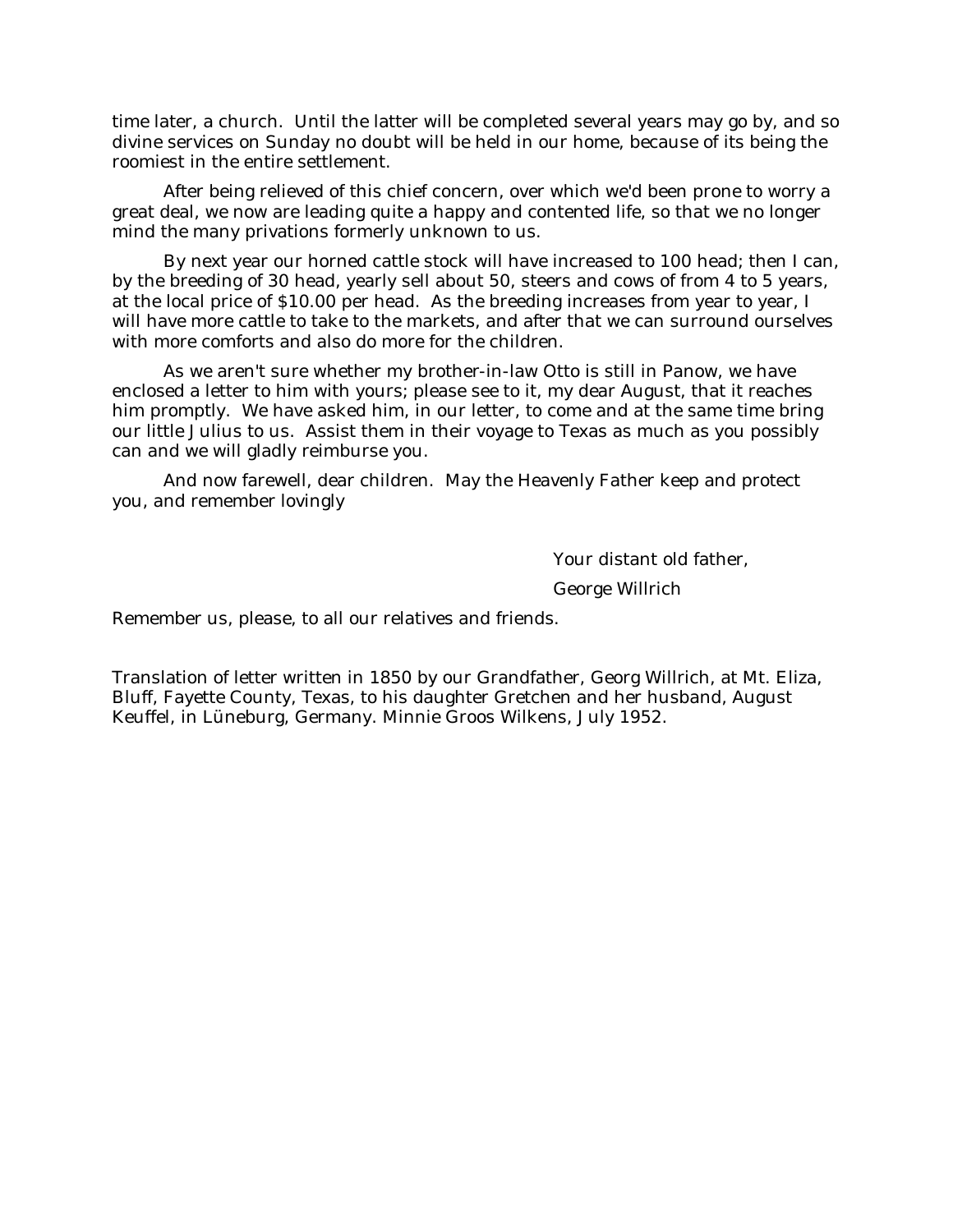time later, a church. Until the latter will be completed several years may go by, and so divine services on Sunday no doubt will be held in our home, because of its being the roomiest in the entire settlement.

After being relieved of this chief concern, over which we'd been prone to worry a great deal, we now are leading quite a happy and contented life, so that we no longer mind the many privations formerly unknown to us.

By next year our horned cattle stock will have increased to 100 head; then I can, by the breeding of 30 head, yearly sell about 50, steers and cows of from 4 to 5 years, at the local price of $10.00 per head. As the breeding increases from year to year, I will have more cattle to take to the markets, and after that we can surround ourselves with more comforts and also do more for the children.

As we aren't sure whether my brother-in-law Otto is still in Panow, we have enclosed a letter to him with yours; please see to it, my dear August, that it reaches him promptly. We have asked him, in our letter, to come and at the same time bring our little Julius to us. Assist them in their voyage to Texas as much as you possibly can and we will gladly reimburse you.

And now farewell, dear children. May the Heavenly Father keep and protect you, and remember lovingly

Your distant old father,

George Willrich

Remember us, please, to all our relatives and friends.

Translation of letter written in 1850 by our Grandfather, Georg Willrich, at Mt. Eliza, Bluff, Fayette County, Texas, to his daughter Gretchen and her husband, August Keuffel, in Lüneburg, Germany. Minnie Groos Wilkens, July 1952.